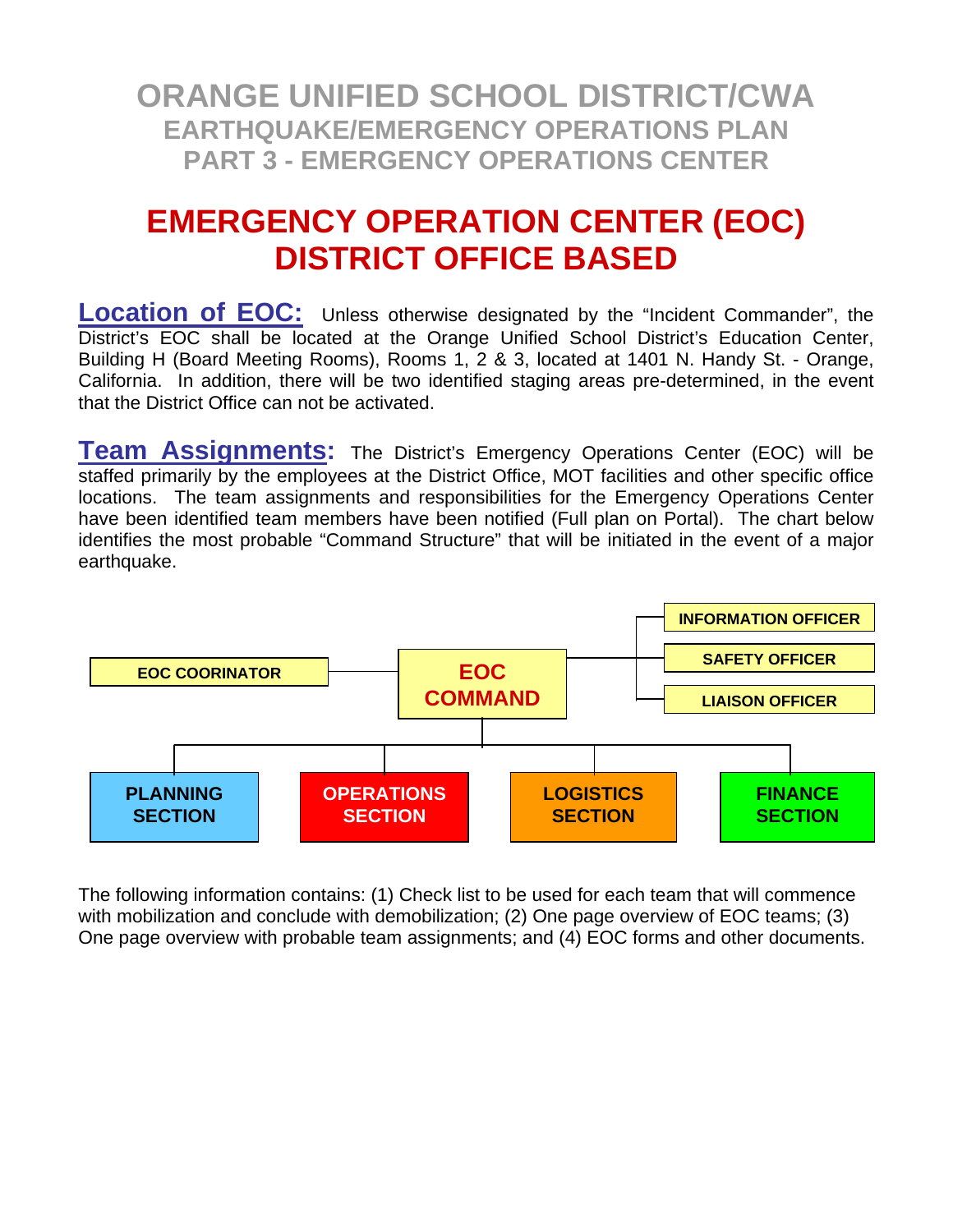# ORANGE UNIFIED SCHOOL DISTRICT/CWA
## EARTHQUAKE/EMERGENCY OPERATIONS PLAN
## PART 3 - EMERGENCY OPERATIONS CENTER

# EMERGENCY OPERATION CENTER (EOC) DISTRICT OFFICE BASED

**Location of EOC:** Unless otherwise designated by the "Incident Commander", the District's EOC shall be located at the Orange Unified School District's Education Center, Building H (Board Meeting Rooms), Rooms 1, 2 & 3, located at 1401 N. Handy St. - Orange, California. In addition, there will be two identified staging areas pre-determined, in the event that the District Office can not be activated.

**Team Assignments:** The District's Emergency Operations Center (EOC) will be staffed primarily by the employees at the District Office, MOT facilities and other specific office locations. The team assignments and responsibilities for the Emergency Operations Center have been identified team members have been notified (Full plan on Portal). The chart below identifies the most probable "Command Structure" that will be initiated in the event of a major earthquake.

- **EOC COMMAND**
  - EOC COORINATOR
  - INFORMATION OFFICER
  - SAFETY OFFICER
  - LIAISON OFFICER
  - PLANNING SECTION
  - OPERATIONS SECTION
  - LOGISTICS SECTION
  - FINANCE SECTION

The following information contains: (1) Check list to be used for each team that will commence with mobilization and conclude with demobilization; (2) One page overview of EOC teams; (3) One page overview with probable team assignments; and (4) EOC forms and other documents.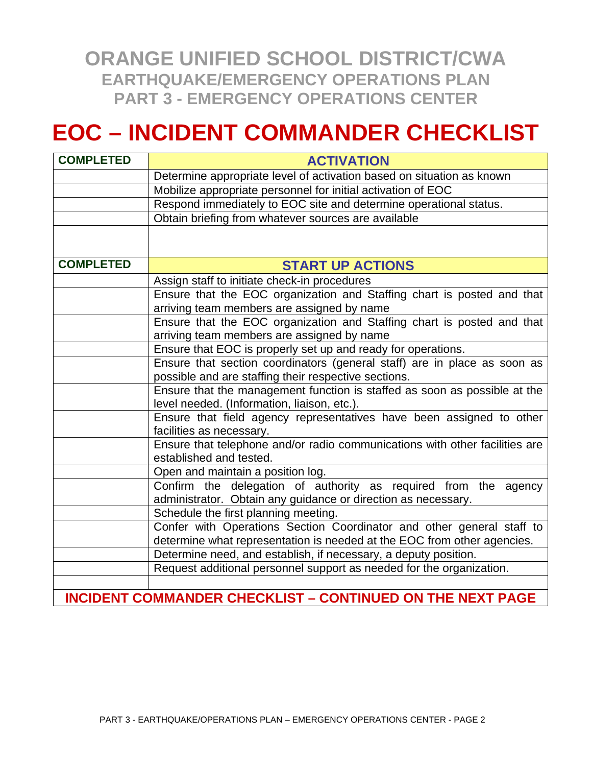# ORANGE UNIFIED SCHOOL DISTRICT/CWA
## EARTHQUAKE/EMERGENCY OPERATIONS PLAN
## PART 3 - EMERGENCY OPERATIONS CENTER

# EOC – INCIDENT COMMANDER CHECKLIST

| COMPLETED | ACTIVATION |
|---|---|
| | Determine appropriate level of activation based on situation as known |
| | Mobilize appropriate personnel for initial activation of EOC |
| | Respond immediately to EOC site and determine operational status. |
| | Obtain briefing from whatever sources are available |
| | |
| **COMPLETED** | **START UP ACTIONS** |
| | Assign staff to initiate check-in procedures |
| | Ensure that the EOC organization and Staffing chart is posted and that arriving team members are assigned by name |
| | Ensure that the EOC organization and Staffing chart is posted and that arriving team members are assigned by name |
| | Ensure that EOC is properly set up and ready for operations. |
| | Ensure that section coordinators (general staff) are in place as soon as possible and are staffing their respective sections. |
| | Ensure that the management function is staffed as soon as possible at the level needed. (Information, liaison, etc.). |
| | Ensure that field agency representatives have been assigned to other facilities as necessary. |
| | Ensure that telephone and/or radio communications with other facilities are established and tested. |
| | Open and maintain a position log. |
| | Confirm the delegation of authority as required from the agency administrator. Obtain any guidance or direction as necessary. |
| | Schedule the first planning meeting. |
| | Confer with Operations Section Coordinator and other general staff to determine what representation is needed at the EOC from other agencies. |
| | Determine need, and establish, if necessary, a deputy position. |
| | Request additional personnel support as needed for the organization. |
| | |

**INCIDENT COMMANDER CHECKLIST – CONTINUED ON THE NEXT PAGE**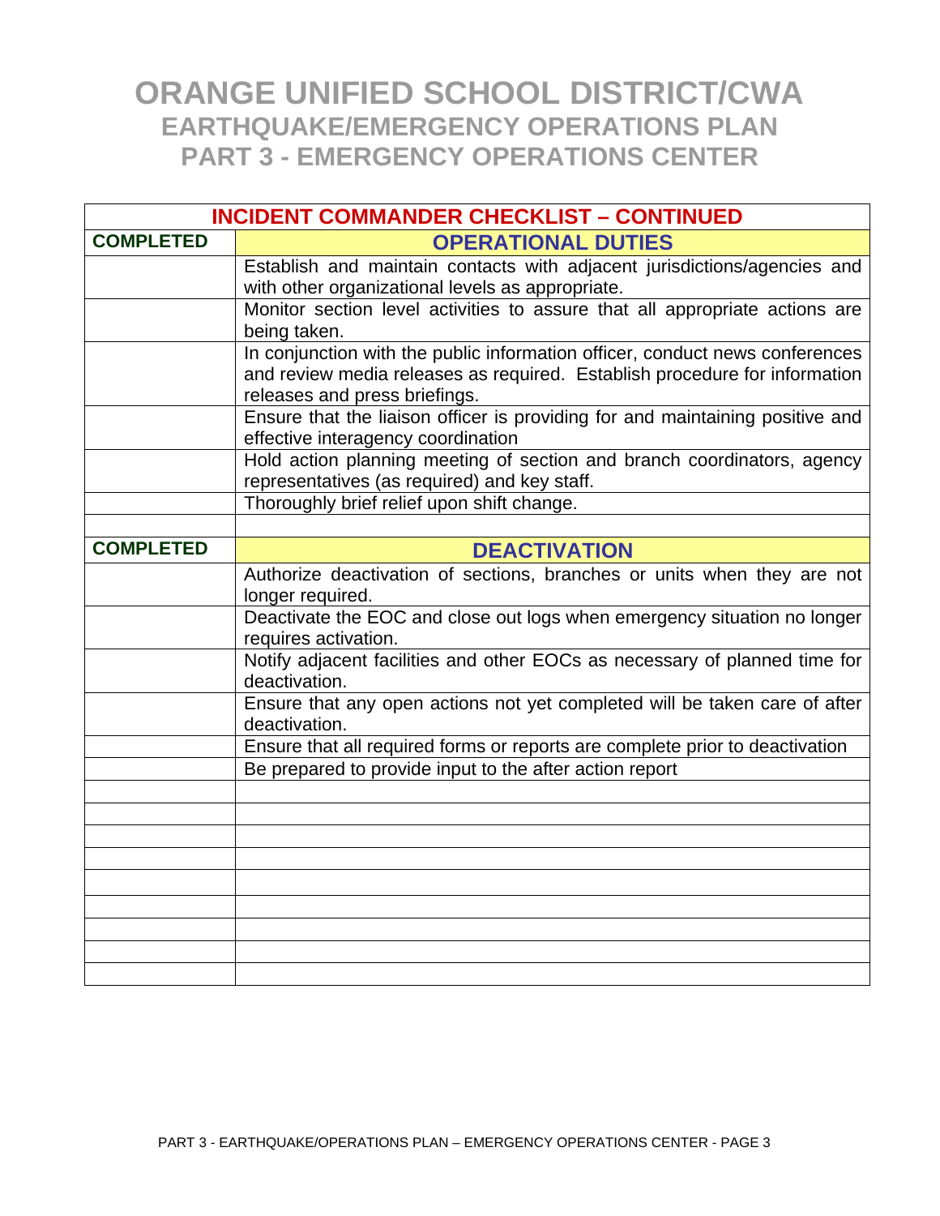# ORANGE UNIFIED SCHOOL DISTRICT/CWA
## EARTHQUAKE/EMERGENCY OPERATIONS PLAN
## PART 3 - EMERGENCY OPERATIONS CENTER

| INCIDENT COMMANDER CHECKLIST – CONTINUED | |
|---|---|
| **COMPLETED** | **OPERATIONAL DUTIES** |
| | Establish and maintain contacts with adjacent jurisdictions/agencies and with other organizational levels as appropriate. |
| | Monitor section level activities to assure that all appropriate actions are being taken. |
| | In conjunction with the public information officer, conduct news conferences and review media releases as required. Establish procedure for information releases and press briefings. |
| | Ensure that the liaison officer is providing for and maintaining positive and effective interagency coordination |
| | Hold action planning meeting of section and branch coordinators, agency representatives (as required) and key staff. |
| | Thoroughly brief relief upon shift change. |
| | |
| **COMPLETED** | **DEACTIVATION** |
| | Authorize deactivation of sections, branches or units when they are not longer required. |
| | Deactivate the EOC and close out logs when emergency situation no longer requires activation. |
| | Notify adjacent facilities and other EOCs as necessary of planned time for deactivation. |
| | Ensure that any open actions not yet completed will be taken care of after deactivation. |
| | Ensure that all required forms or reports are complete prior to deactivation |
| | Be prepared to provide input to the after action report |
| | |
| | |
| | |
| | |
| | |
| | |
| | |
| | |
| | |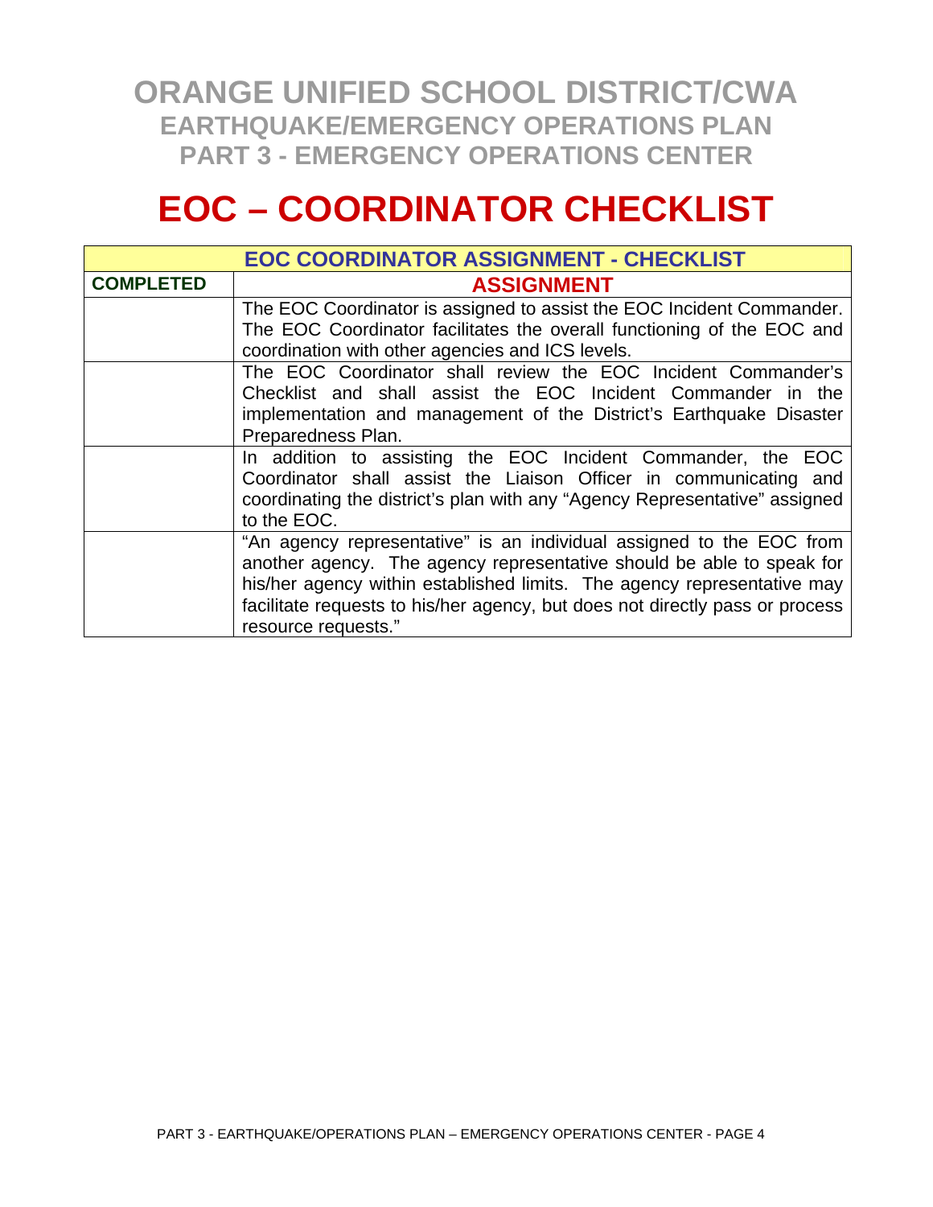# ORANGE UNIFIED SCHOOL DISTRICT/CWA
## EARTHQUAKE/EMERGENCY OPERATIONS PLAN
## PART 3 - EMERGENCY OPERATIONS CENTER

# EOC – COORDINATOR CHECKLIST

| EOC COORDINATOR ASSIGNMENT - CHECKLIST | |
|---|---|
| **COMPLETED** | **ASSIGNMENT** |
| | The EOC Coordinator is assigned to assist the EOC Incident Commander. The EOC Coordinator facilitates the overall functioning of the EOC and coordination with other agencies and ICS levels. |
| | The EOC Coordinator shall review the EOC Incident Commander's Checklist and shall assist the EOC Incident Commander in the implementation and management of the District's Earthquake Disaster Preparedness Plan. |
| | In addition to assisting the EOC Incident Commander, the EOC Coordinator shall assist the Liaison Officer in communicating and coordinating the district's plan with any "Agency Representative" assigned to the EOC. |
| | "An agency representative" is an individual assigned to the EOC from another agency. The agency representative should be able to speak for his/her agency within established limits. The agency representative may facilitate requests to his/her agency, but does not directly pass or process resource requests." |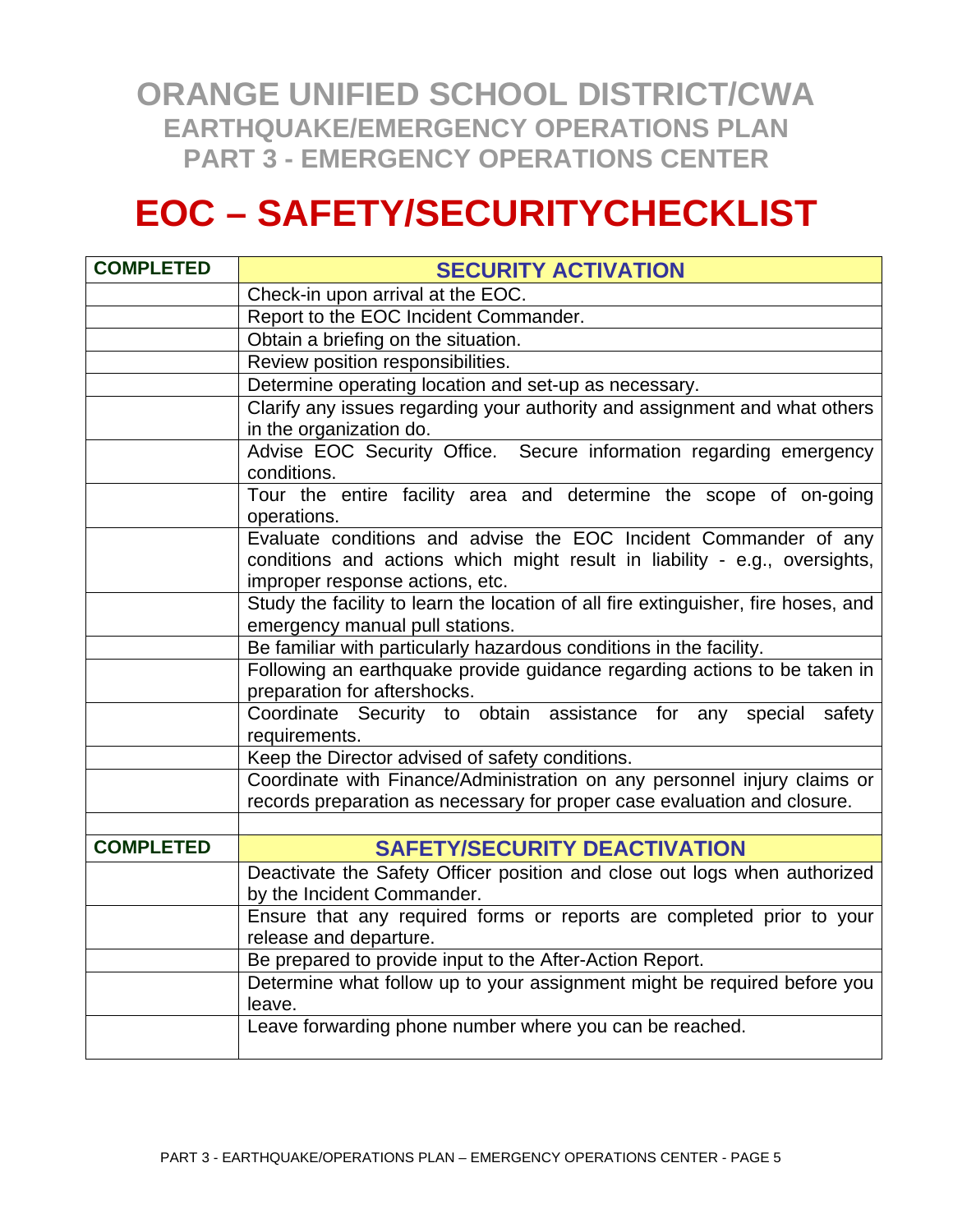# ORANGE UNIFIED SCHOOL DISTRICT/CWA
## EARTHQUAKE/EMERGENCY OPERATIONS PLAN
## PART 3 - EMERGENCY OPERATIONS CENTER

# EOC – SAFETY/SECURITYCHECKLIST

| COMPLETED | SECURITY ACTIVATION |
|---|---|
| | Check-in upon arrival at the EOC. |
| | Report to the EOC Incident Commander. |
| | Obtain a briefing on the situation. |
| | Review position responsibilities. |
| | Determine operating location and set-up as necessary. |
| | Clarify any issues regarding your authority and assignment and what others in the organization do. |
| | Advise EOC Security Office. Secure information regarding emergency conditions. |
| | Tour the entire facility area and determine the scope of on-going operations. |
| | Evaluate conditions and advise the EOC Incident Commander of any conditions and actions which might result in liability - e.g., oversights, improper response actions, etc. |
| | Study the facility to learn the location of all fire extinguisher, fire hoses, and emergency manual pull stations. |
| | Be familiar with particularly hazardous conditions in the facility. |
| | Following an earthquake provide guidance regarding actions to be taken in preparation for aftershocks. |
| | Coordinate Security to obtain assistance for any special safety requirements. |
| | Keep the Director advised of safety conditions. |
| | Coordinate with Finance/Administration on any personnel injury claims or records preparation as necessary for proper case evaluation and closure. |
| | |
| **COMPLETED** | **SAFETY/SECURITY DEACTIVATION** |
| | Deactivate the Safety Officer position and close out logs when authorized by the Incident Commander. |
| | Ensure that any required forms or reports are completed prior to your release and departure. |
| | Be prepared to provide input to the After-Action Report. |
| | Determine what follow up to your assignment might be required before you leave. |
| | Leave forwarding phone number where you can be reached. |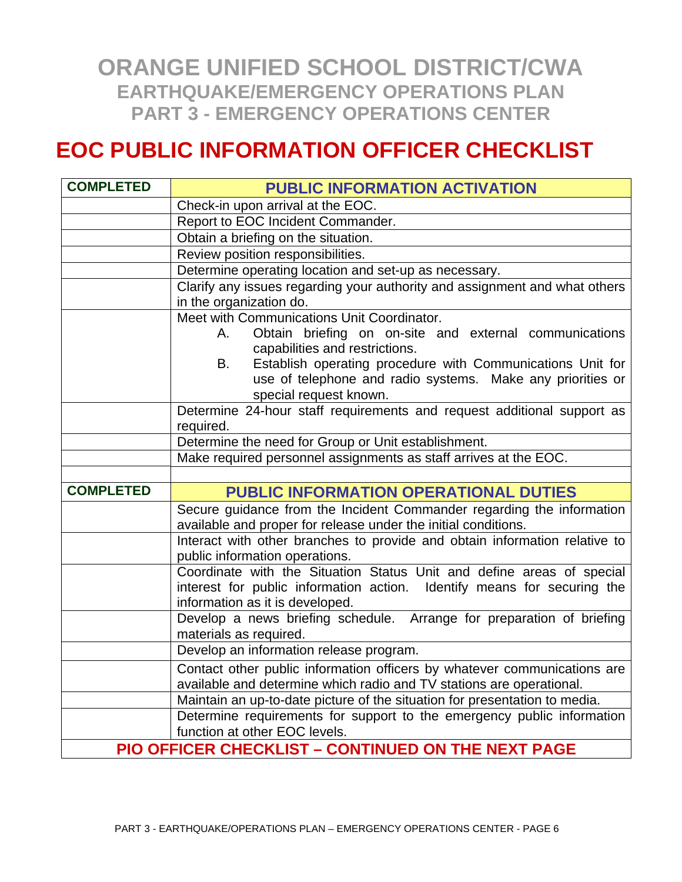# ORANGE UNIFIED SCHOOL DISTRICT/CWA
## EARTHQUAKE/EMERGENCY OPERATIONS PLAN
## PART 3 - EMERGENCY OPERATIONS CENTER

# EOC PUBLIC INFORMATION OFFICER CHECKLIST

| COMPLETED | PUBLIC INFORMATION ACTIVATION |
|---|---|
| | Check-in upon arrival at the EOC. |
| | Report to EOC Incident Commander. |
| | Obtain a briefing on the situation. |
| | Review position responsibilities. |
| | Determine operating location and set-up as necessary. |
| | Clarify any issues regarding your authority and assignment and what others in the organization do. |
| | Meet with Communications Unit Coordinator.<br>A. Obtain briefing on on-site and external communications capabilities and restrictions.<br>B. Establish operating procedure with Communications Unit for use of telephone and radio systems. Make any priorities or special request known. |
| | Determine 24-hour staff requirements and request additional support as required. |
| | Determine the need for Group or Unit establishment. |
| | Make required personnel assignments as staff arrives at the EOC. |
| | |
| **COMPLETED** | **PUBLIC INFORMATION OPERATIONAL DUTIES** |
| | Secure guidance from the Incident Commander regarding the information available and proper for release under the initial conditions. |
| | Interact with other branches to provide and obtain information relative to public information operations. |
| | Coordinate with the Situation Status Unit and define areas of special interest for public information action. Identify means for securing the information as it is developed. |
| | Develop a news briefing schedule. Arrange for preparation of briefing materials as required. |
| | Develop an information release program. |
| | Contact other public information officers by whatever communications are available and determine which radio and TV stations are operational. |
| | Maintain an up-to-date picture of the situation for presentation to media. |
| | Determine requirements for support to the emergency public information function at other EOC levels. |

**PIO OFFICER CHECKLIST – CONTINUED ON THE NEXT PAGE**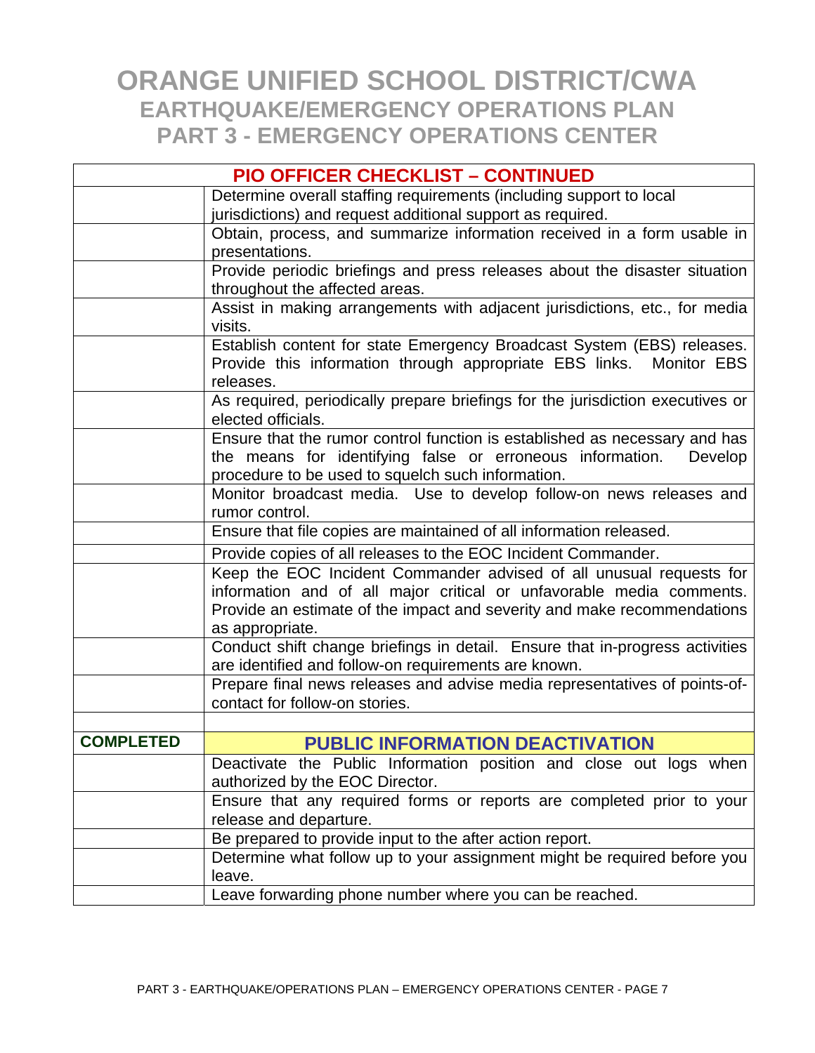# ORANGE UNIFIED SCHOOL DISTRICT/CWA
## EARTHQUAKE/EMERGENCY OPERATIONS PLAN
## PART 3 - EMERGENCY OPERATIONS CENTER

| | PIO OFFICER CHECKLIST – CONTINUED |
|---|---|
| | Determine overall staffing requirements (including support to local jurisdictions) and request additional support as required. |
| | Obtain, process, and summarize information received in a form usable in presentations. |
| | Provide periodic briefings and press releases about the disaster situation throughout the affected areas. |
| | Assist in making arrangements with adjacent jurisdictions, etc., for media visits. |
| | Establish content for state Emergency Broadcast System (EBS) releases. Provide this information through appropriate EBS links. Monitor EBS releases. |
| | As required, periodically prepare briefings for the jurisdiction executives or elected officials. |
| | Ensure that the rumor control function is established as necessary and has the means for identifying false or erroneous information. Develop procedure to be used to squelch such information. |
| | Monitor broadcast media. Use to develop follow-on news releases and rumor control. |
| | Ensure that file copies are maintained of all information released. |
| | Provide copies of all releases to the EOC Incident Commander. |
| | Keep the EOC Incident Commander advised of all unusual requests for information and of all major critical or unfavorable media comments. Provide an estimate of the impact and severity and make recommendations as appropriate. |
| | Conduct shift change briefings in detail. Ensure that in-progress activities are identified and follow-on requirements are known. |
| | Prepare final news releases and advise media representatives of points-of-contact for follow-on stories. |
| | |
| **COMPLETED** | **PUBLIC INFORMATION DEACTIVATION** |
| | Deactivate the Public Information position and close out logs when authorized by the EOC Director. |
| | Ensure that any required forms or reports are completed prior to your release and departure. |
| | Be prepared to provide input to the after action report. |
| | Determine what follow up to your assignment might be required before you leave. |
| | Leave forwarding phone number where you can be reached. |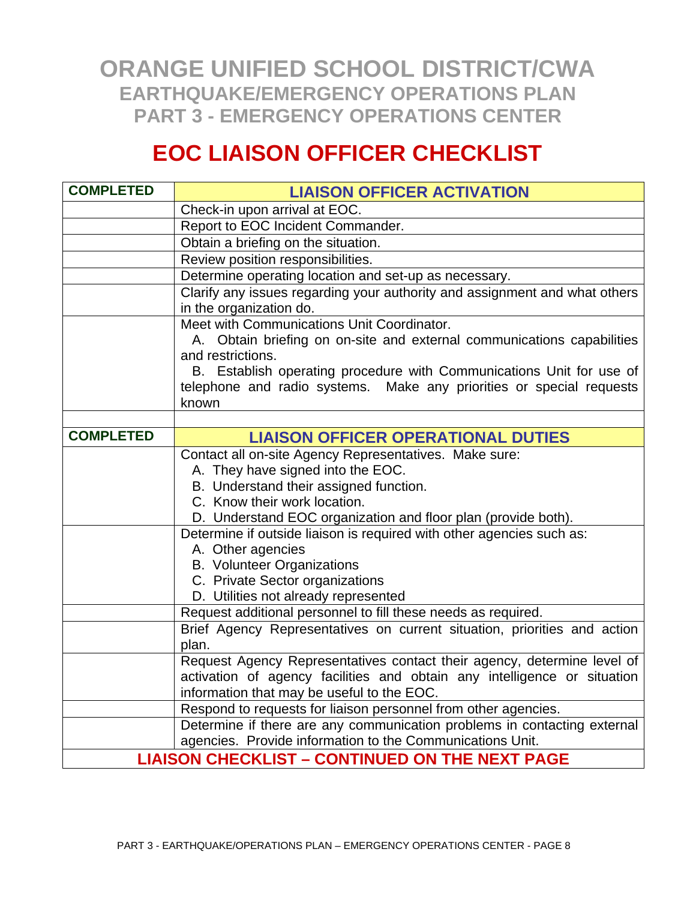# ORANGE UNIFIED SCHOOL DISTRICT/CWA
## EARTHQUAKE/EMERGENCY OPERATIONS PLAN
## PART 3 - EMERGENCY OPERATIONS CENTER

# EOC LIAISON OFFICER CHECKLIST

| COMPLETED | LIAISON OFFICER ACTIVATION |
|---|---|
| | Check-in upon arrival at EOC. |
| | Report to EOC Incident Commander. |
| | Obtain a briefing on the situation. |
| | Review position responsibilities. |
| | Determine operating location and set-up as necessary. |
| | Clarify any issues regarding your authority and assignment and what others in the organization do. |
| | Meet with Communications Unit Coordinator.<br>A. Obtain briefing on on-site and external communications capabilities and restrictions.<br>B. Establish operating procedure with Communications Unit for use of telephone and radio systems. Make any priorities or special requests known |
| | |
| **COMPLETED** | **LIAISON OFFICER OPERATIONAL DUTIES** |
| | Contact all on-site Agency Representatives. Make sure:<br>A. They have signed into the EOC.<br>B. Understand their assigned function.<br>C. Know their work location.<br>D. Understand EOC organization and floor plan (provide both). |
| | Determine if outside liaison is required with other agencies such as:<br>A. Other agencies<br>B. Volunteer Organizations<br>C. Private Sector organizations<br>D. Utilities not already represented |
| | Request additional personnel to fill these needs as required. |
| | Brief Agency Representatives on current situation, priorities and action plan. |
| | Request Agency Representatives contact their agency, determine level of activation of agency facilities and obtain any intelligence or situation information that may be useful to the EOC. |
| | Respond to requests for liaison personnel from other agencies. |
| | Determine if there are any communication problems in contacting external agencies. Provide information to the Communications Unit. |

**LIAISON CHECKLIST – CONTINUED ON THE NEXT PAGE**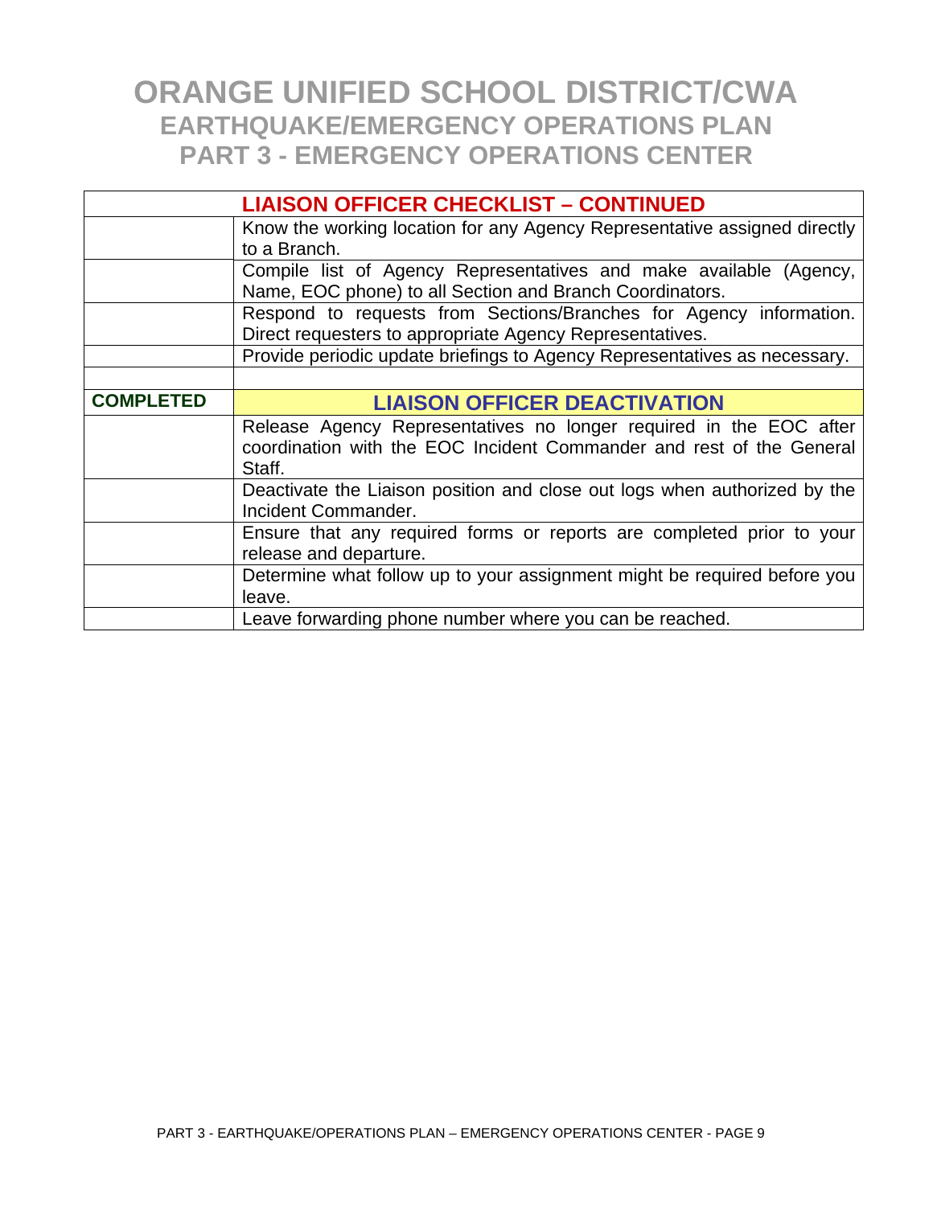| | LIAISON OFFICER CHECKLIST – CONTINUED |
|---|---|
| | Know the working location for any Agency Representative assigned directly to a Branch. |
| | Compile list of Agency Representatives and make available (Agency, Name, EOC phone) to all Section and Branch Coordinators. |
| | Respond to requests from Sections/Branches for Agency information. Direct requesters to appropriate Agency Representatives. |
| | Provide periodic update briefings to Agency Representatives as necessary. |
| | |
| **COMPLETED** | **LIAISON OFFICER DEACTIVATION** |
| | Release Agency Representatives no longer required in the EOC after coordination with the EOC Incident Commander and rest of the General Staff. |
| | Deactivate the Liaison position and close out logs when authorized by the Incident Commander. |
| | Ensure that any required forms or reports are completed prior to your release and departure. |
| | Determine what follow up to your assignment might be required before you leave. |
| | Leave forwarding phone number where you can be reached. |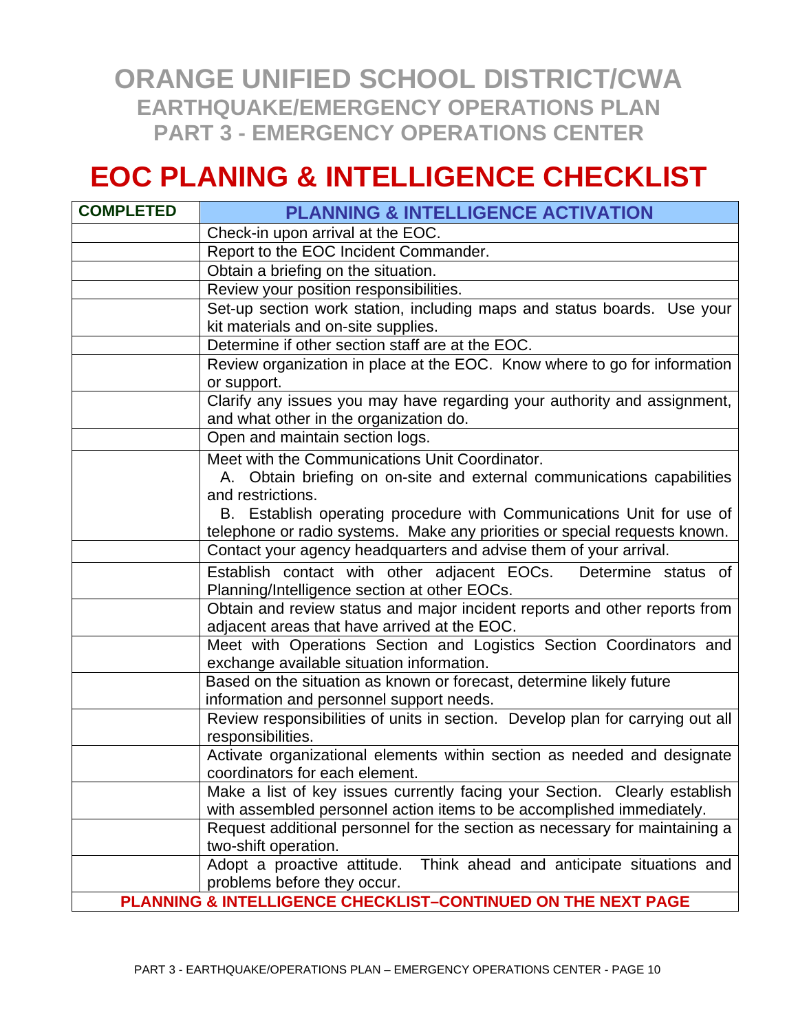# ORANGE UNIFIED SCHOOL DISTRICT/CWA
## EARTHQUAKE/EMERGENCY OPERATIONS PLAN
## PART 3 - EMERGENCY OPERATIONS CENTER

# EOC PLANING & INTELLIGENCE CHECKLIST

| COMPLETED | PLANNING & INTELLIGENCE ACTIVATION |
|---|---|
| | Check-in upon arrival at the EOC. |
| | Report to the EOC Incident Commander. |
| | Obtain a briefing on the situation. |
| | Review your position responsibilities. |
| | Set-up section work station, including maps and status boards. Use your kit materials and on-site supplies. |
| | Determine if other section staff are at the EOC. |
| | Review organization in place at the EOC. Know where to go for information or support. |
| | Clarify any issues you may have regarding your authority and assignment, and what other in the organization do. |
| | Open and maintain section logs. |
| | Meet with the Communications Unit Coordinator.<br>A. Obtain briefing on on-site and external communications capabilities and restrictions.<br>B. Establish operating procedure with Communications Unit for use of telephone or radio systems. Make any priorities or special requests known. |
| | Contact your agency headquarters and advise them of your arrival. |
| | Establish contact with other adjacent EOCs. Determine status of Planning/Intelligence section at other EOCs. |
| | Obtain and review status and major incident reports and other reports from adjacent areas that have arrived at the EOC. |
| | Meet with Operations Section and Logistics Section Coordinators and exchange available situation information. |
| | Based on the situation as known or forecast, determine likely future information and personnel support needs. |
| | Review responsibilities of units in section. Develop plan for carrying out all responsibilities. |
| | Activate organizational elements within section as needed and designate coordinators for each element. |
| | Make a list of key issues currently facing your Section. Clearly establish with assembled personnel action items to be accomplished immediately. |
| | Request additional personnel for the section as necessary for maintaining a two-shift operation. |
| | Adopt a proactive attitude. Think ahead and anticipate situations and problems before they occur. |

**PLANNING & INTELLIGENCE CHECKLIST–CONTINUED ON THE NEXT PAGE**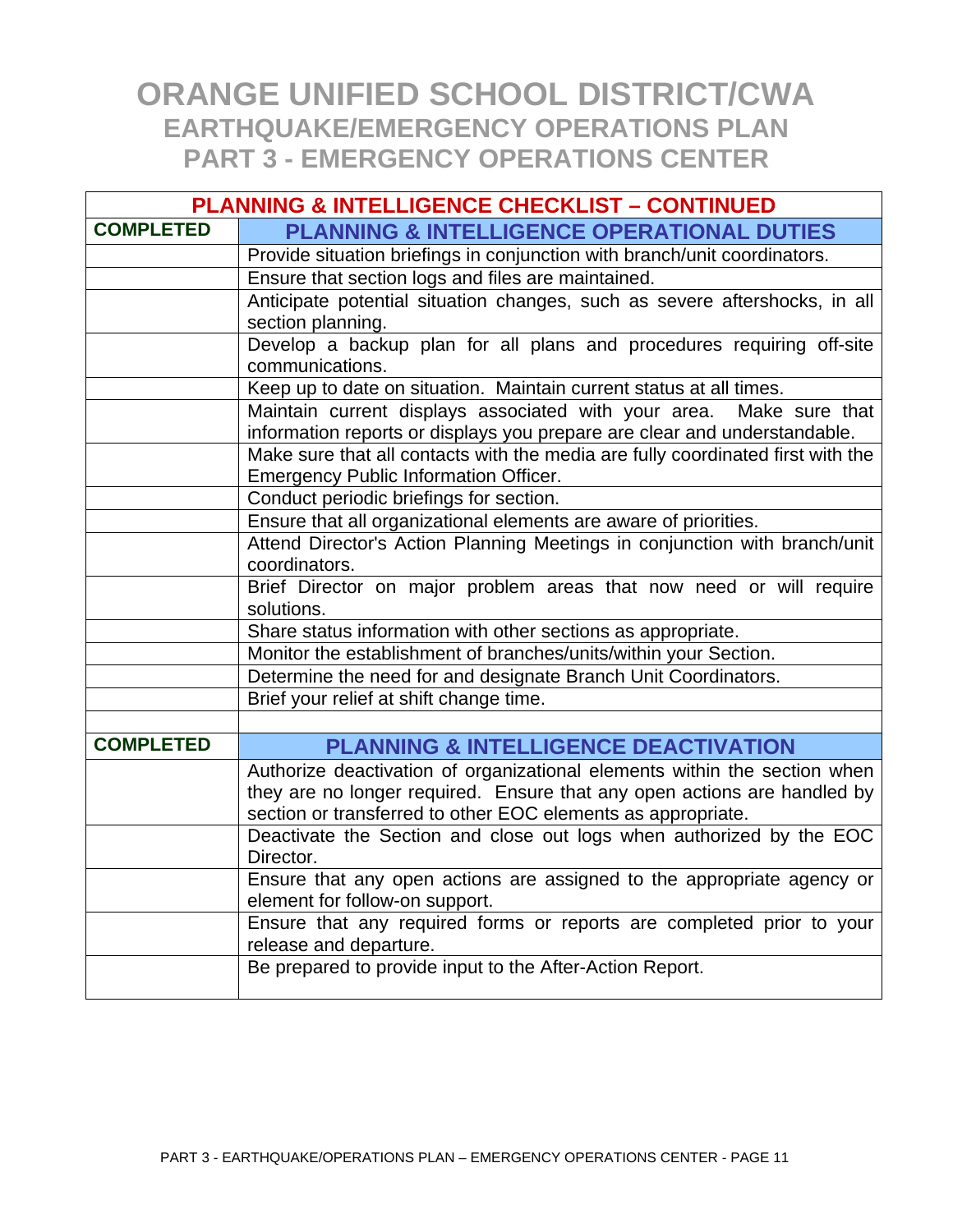# ORANGE UNIFIED SCHOOL DISTRICT/CWA
## EARTHQUAKE/EMERGENCY OPERATIONS PLAN
## PART 3 - EMERGENCY OPERATIONS CENTER

| PLANNING & INTELLIGENCE CHECKLIST – CONTINUED | |
|---|---|
| **COMPLETED** | **PLANNING & INTELLIGENCE OPERATIONAL DUTIES** |
| | Provide situation briefings in conjunction with branch/unit coordinators. |
| | Ensure that section logs and files are maintained. |
| | Anticipate potential situation changes, such as severe aftershocks, in all section planning. |
| | Develop a backup plan for all plans and procedures requiring off-site communications. |
| | Keep up to date on situation. Maintain current status at all times. |
| | Maintain current displays associated with your area. Make sure that information reports or displays you prepare are clear and understandable. |
| | Make sure that all contacts with the media are fully coordinated first with the Emergency Public Information Officer. |
| | Conduct periodic briefings for section. |
| | Ensure that all organizational elements are aware of priorities. |
| | Attend Director's Action Planning Meetings in conjunction with branch/unit coordinators. |
| | Brief Director on major problem areas that now need or will require solutions. |
| | Share status information with other sections as appropriate. |
| | Monitor the establishment of branches/units/within your Section. |
| | Determine the need for and designate Branch Unit Coordinators. |
| | Brief your relief at shift change time. |
| | |
| **COMPLETED** | **PLANNING & INTELLIGENCE DEACTIVATION** |
| | Authorize deactivation of organizational elements within the section when they are no longer required. Ensure that any open actions are handled by section or transferred to other EOC elements as appropriate. |
| | Deactivate the Section and close out logs when authorized by the EOC Director. |
| | Ensure that any open actions are assigned to the appropriate agency or element for follow-on support. |
| | Ensure that any required forms or reports are completed prior to your release and departure. |
| | Be prepared to provide input to the After-Action Report. |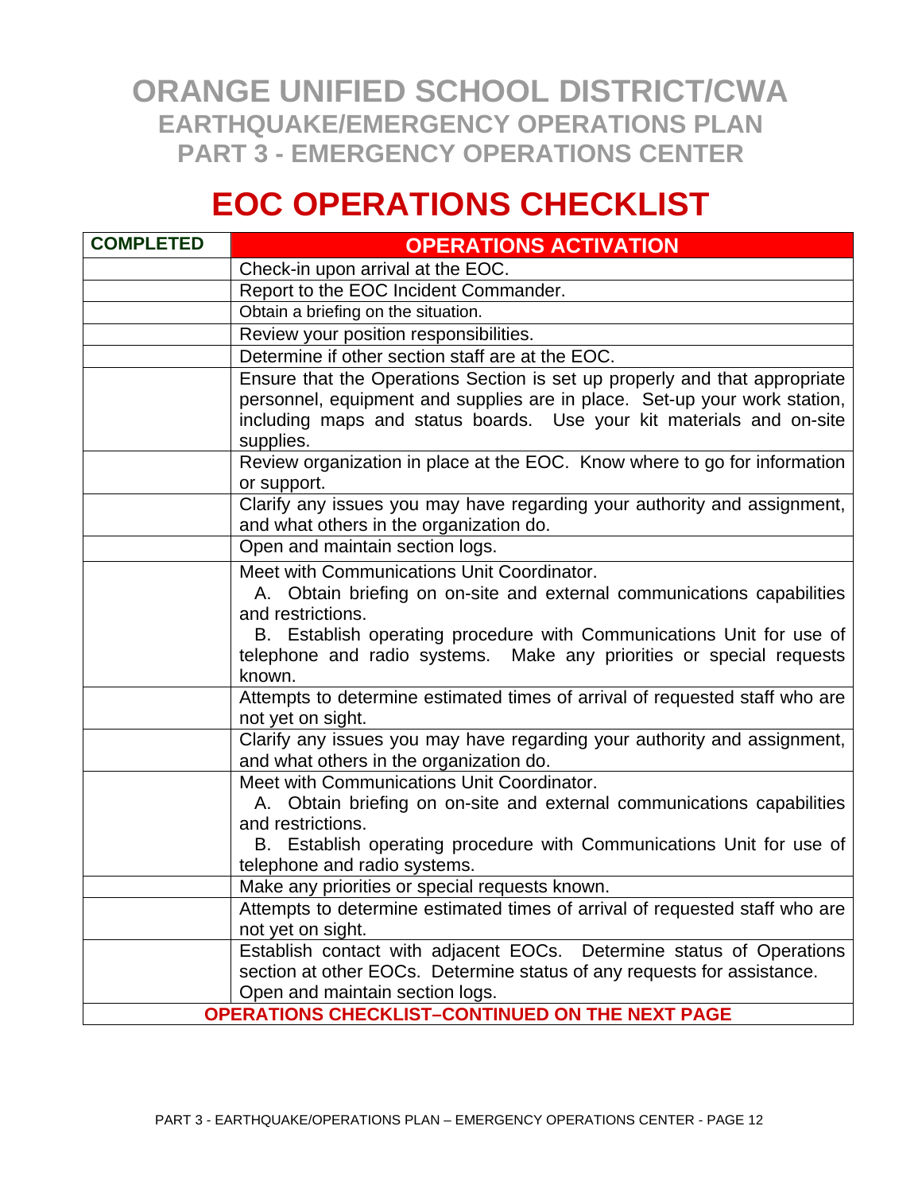# ORANGE UNIFIED SCHOOL DISTRICT/CWA
## EARTHQUAKE/EMERGENCY OPERATIONS PLAN
## PART 3 - EMERGENCY OPERATIONS CENTER

# EOC OPERATIONS CHECKLIST

| COMPLETED | OPERATIONS ACTIVATION |
|---|---|
| | Check-in upon arrival at the EOC. |
| | Report to the EOC Incident Commander. |
| | Obtain a briefing on the situation. |
| | Review your position responsibilities. |
| | Determine if other section staff are at the EOC. |
| | Ensure that the Operations Section is set up properly and that appropriate personnel, equipment and supplies are in place. Set-up your work station, including maps and status boards. Use your kit materials and on-site supplies. |
| | Review organization in place at the EOC. Know where to go for information or support. |
| | Clarify any issues you may have regarding your authority and assignment, and what others in the organization do. |
| | Open and maintain section logs. |
| | Meet with Communications Unit Coordinator.<br>A. Obtain briefing on on-site and external communications capabilities and restrictions.<br>B. Establish operating procedure with Communications Unit for use of telephone and radio systems. Make any priorities or special requests known. |
| | Attempts to determine estimated times of arrival of requested staff who are not yet on sight. |
| | Clarify any issues you may have regarding your authority and assignment, and what others in the organization do. |
| | Meet with Communications Unit Coordinator.<br>A. Obtain briefing on on-site and external communications capabilities and restrictions.<br>B. Establish operating procedure with Communications Unit for use of telephone and radio systems. |
| | Make any priorities or special requests known. |
| | Attempts to determine estimated times of arrival of requested staff who are not yet on sight. |
| | Establish contact with adjacent EOCs. Determine status of Operations section at other EOCs. Determine status of any requests for assistance. Open and maintain section logs. |

**OPERATIONS CHECKLIST–CONTINUED ON THE NEXT PAGE**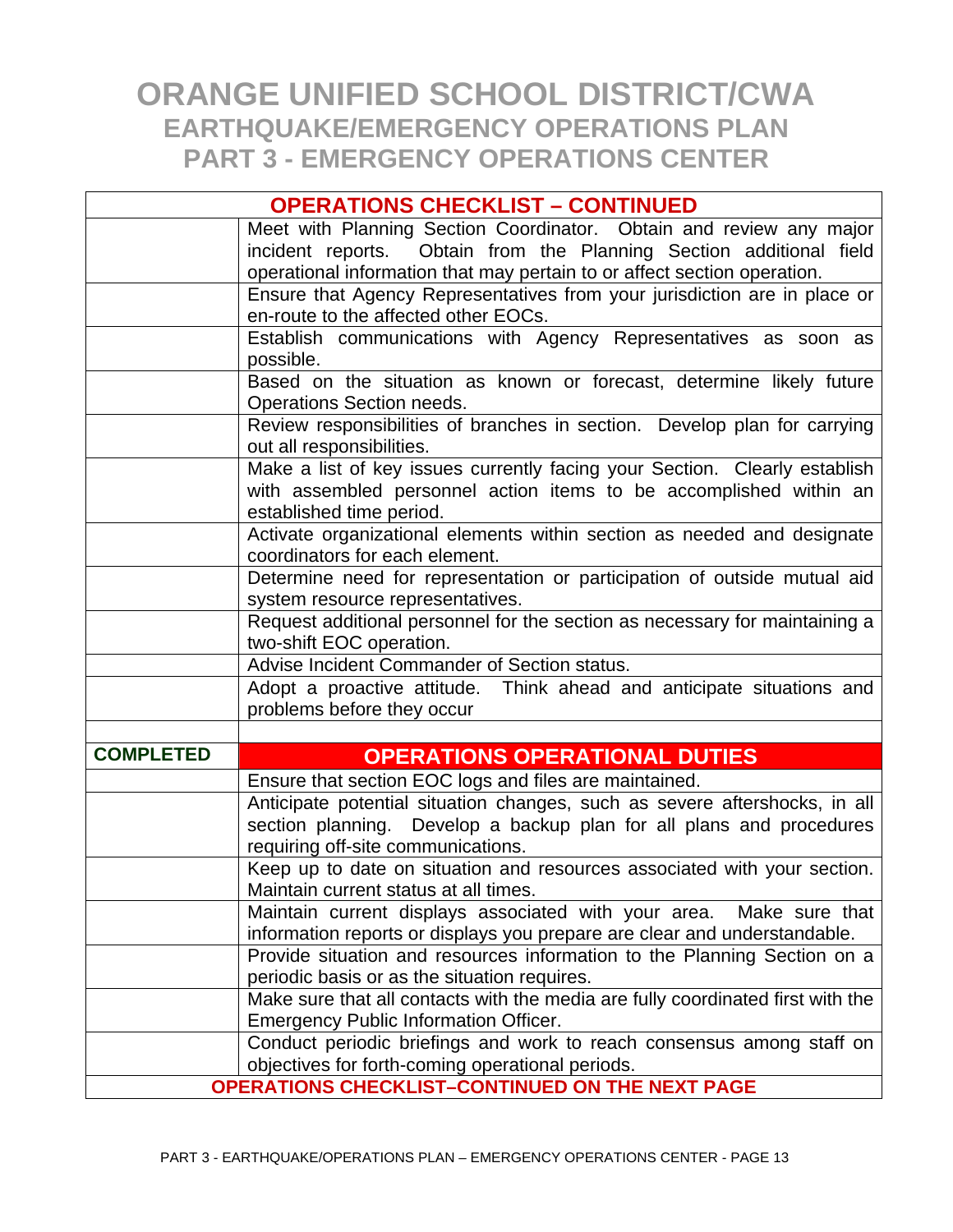# ORANGE UNIFIED SCHOOL DISTRICT/CWA
## EARTHQUAKE/EMERGENCY OPERATIONS PLAN
## PART 3 - EMERGENCY OPERATIONS CENTER

| | OPERATIONS CHECKLIST – CONTINUED |
|---|---|
| | Meet with Planning Section Coordinator. Obtain and review any major incident reports. Obtain from the Planning Section additional field operational information that may pertain to or affect section operation. |
| | Ensure that Agency Representatives from your jurisdiction are in place or en-route to the affected other EOCs. |
| | Establish communications with Agency Representatives as soon as possible. |
| | Based on the situation as known or forecast, determine likely future Operations Section needs. |
| | Review responsibilities of branches in section. Develop plan for carrying out all responsibilities. |
| | Make a list of key issues currently facing your Section. Clearly establish with assembled personnel action items to be accomplished within an established time period. |
| | Activate organizational elements within section as needed and designate coordinators for each element. |
| | Determine need for representation or participation of outside mutual aid system resource representatives. |
| | Request additional personnel for the section as necessary for maintaining a two-shift EOC operation. |
| | Advise Incident Commander of Section status. |
| | Adopt a proactive attitude. Think ahead and anticipate situations and problems before they occur |
| | |
| **COMPLETED** | **OPERATIONS OPERATIONAL DUTIES** |
| | Ensure that section EOC logs and files are maintained. |
| | Anticipate potential situation changes, such as severe aftershocks, in all section planning. Develop a backup plan for all plans and procedures requiring off-site communications. |
| | Keep up to date on situation and resources associated with your section. Maintain current status at all times. |
| | Maintain current displays associated with your area. Make sure that information reports or displays you prepare are clear and understandable. |
| | Provide situation and resources information to the Planning Section on a periodic basis or as the situation requires. |
| | Make sure that all contacts with the media are fully coordinated first with the Emergency Public Information Officer. |
| | Conduct periodic briefings and work to reach consensus among staff on objectives for forth-coming operational periods. |

**OPERATIONS CHECKLIST–CONTINUED ON THE NEXT PAGE**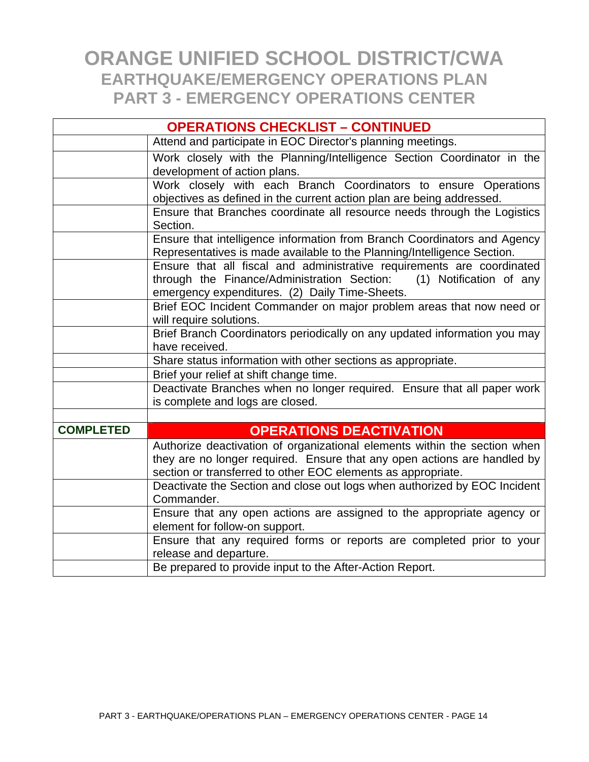# ORANGE UNIFIED SCHOOL DISTRICT/CWA
## EARTHQUAKE/EMERGENCY OPERATIONS PLAN
## PART 3 - EMERGENCY OPERATIONS CENTER

| | **OPERATIONS CHECKLIST – CONTINUED** |
|---|---|
| | Attend and participate in EOC Director's planning meetings. |
| | Work closely with the Planning/Intelligence Section Coordinator in the development of action plans. |
| | Work closely with each Branch Coordinators to ensure Operations objectives as defined in the current action plan are being addressed. |
| | Ensure that Branches coordinate all resource needs through the Logistics Section. |
| | Ensure that intelligence information from Branch Coordinators and Agency Representatives is made available to the Planning/Intelligence Section. |
| | Ensure that all fiscal and administrative requirements are coordinated through the Finance/Administration Section: (1) Notification of any emergency expenditures. (2) Daily Time-Sheets. |
| | Brief EOC Incident Commander on major problem areas that now need or will require solutions. |
| | Brief Branch Coordinators periodically on any updated information you may have received. |
| | Share status information with other sections as appropriate. |
| | Brief your relief at shift change time. |
| | Deactivate Branches when no longer required. Ensure that all paper work is complete and logs are closed. |
| | |
| **COMPLETED** | **OPERATIONS DEACTIVATION** |
| | Authorize deactivation of organizational elements within the section when they are no longer required. Ensure that any open actions are handled by section or transferred to other EOC elements as appropriate. |
| | Deactivate the Section and close out logs when authorized by EOC Incident Commander. |
| | Ensure that any open actions are assigned to the appropriate agency or element for follow-on support. |
| | Ensure that any required forms or reports are completed prior to your release and departure. |
| | Be prepared to provide input to the After-Action Report. |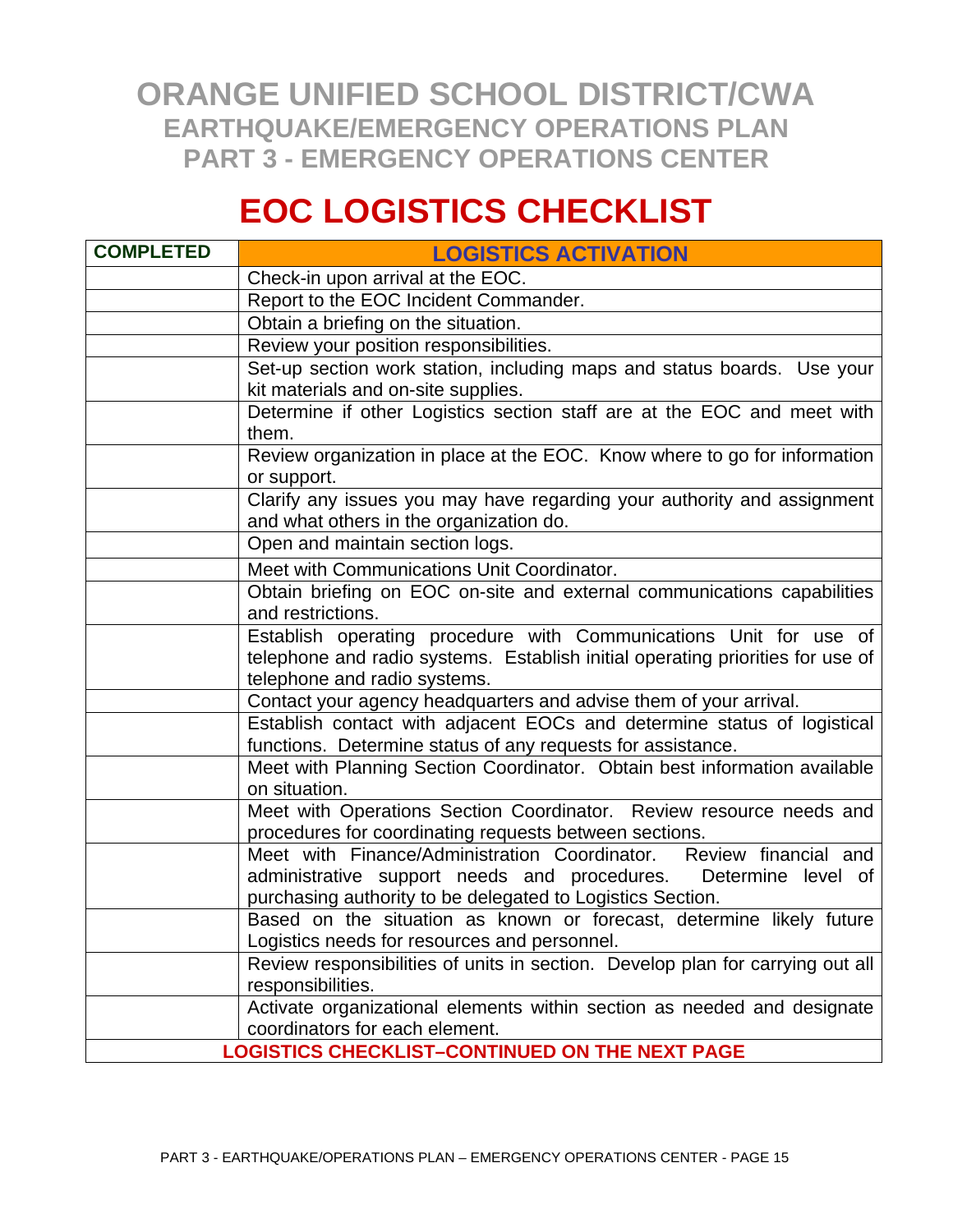# ORANGE UNIFIED SCHOOL DISTRICT/CWA
## EARTHQUAKE/EMERGENCY OPERATIONS PLAN
## PART 3 - EMERGENCY OPERATIONS CENTER

# EOC LOGISTICS CHECKLIST

| COMPLETED | LOGISTICS ACTIVATION |
|---|---|
| | Check-in upon arrival at the EOC. |
| | Report to the EOC Incident Commander. |
| | Obtain a briefing on the situation. |
| | Review your position responsibilities. |
| | Set-up section work station, including maps and status boards. Use your kit materials and on-site supplies. |
| | Determine if other Logistics section staff are at the EOC and meet with them. |
| | Review organization in place at the EOC. Know where to go for information or support. |
| | Clarify any issues you may have regarding your authority and assignment and what others in the organization do. |
| | Open and maintain section logs. |
| | Meet with Communications Unit Coordinator. |
| | Obtain briefing on EOC on-site and external communications capabilities and restrictions. |
| | Establish operating procedure with Communications Unit for use of telephone and radio systems. Establish initial operating priorities for use of telephone and radio systems. |
| | Contact your agency headquarters and advise them of your arrival. |
| | Establish contact with adjacent EOCs and determine status of logistical functions. Determine status of any requests for assistance. |
| | Meet with Planning Section Coordinator. Obtain best information available on situation. |
| | Meet with Operations Section Coordinator. Review resource needs and procedures for coordinating requests between sections. |
| | Meet with Finance/Administration Coordinator. Review financial and administrative support needs and procedures. Determine level of purchasing authority to be delegated to Logistics Section. |
| | Based on the situation as known or forecast, determine likely future Logistics needs for resources and personnel. |
| | Review responsibilities of units in section. Develop plan for carrying out all responsibilities. |
| | Activate organizational elements within section as needed and designate coordinators for each element. |

**LOGISTICS CHECKLIST–CONTINUED ON THE NEXT PAGE**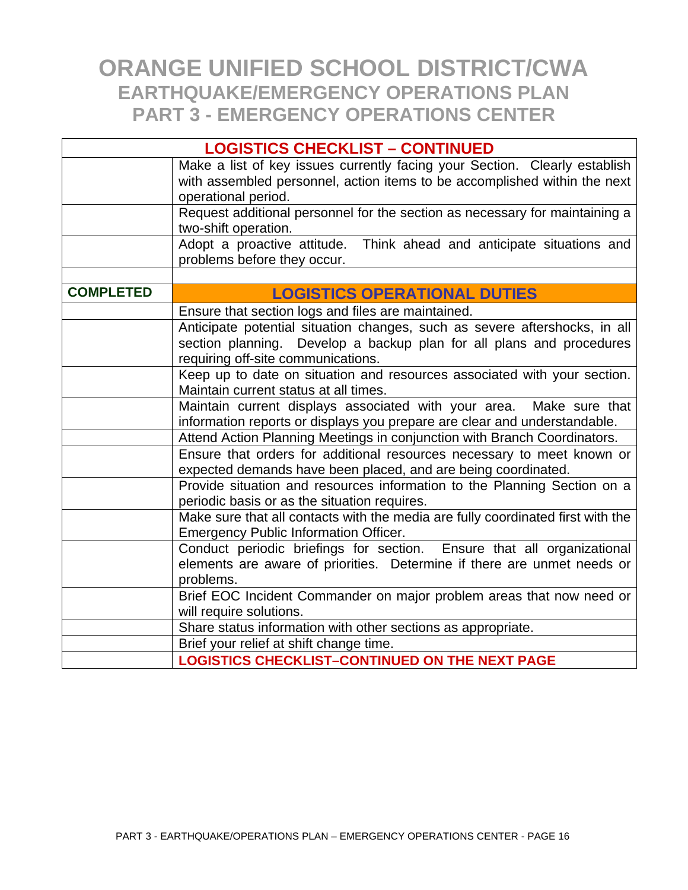# ORANGE UNIFIED SCHOOL DISTRICT/CWA
## EARTHQUAKE/EMERGENCY OPERATIONS PLAN
## PART 3 - EMERGENCY OPERATIONS CENTER

| LOGISTICS CHECKLIST – CONTINUED | |
|---|---|
| | Make a list of key issues currently facing your Section. Clearly establish with assembled personnel, action items to be accomplished within the next operational period. |
| | Request additional personnel for the section as necessary for maintaining a two-shift operation. |
| | Adopt a proactive attitude. Think ahead and anticipate situations and problems before they occur. |
| | |
| **COMPLETED** | **LOGISTICS OPERATIONAL DUTIES** |
| | Ensure that section logs and files are maintained. |
| | Anticipate potential situation changes, such as severe aftershocks, in all section planning. Develop a backup plan for all plans and procedures requiring off-site communications. |
| | Keep up to date on situation and resources associated with your section. Maintain current status at all times. |
| | Maintain current displays associated with your area. Make sure that information reports or displays you prepare are clear and understandable. |
| | Attend Action Planning Meetings in conjunction with Branch Coordinators. |
| | Ensure that orders for additional resources necessary to meet known or expected demands have been placed, and are being coordinated. |
| | Provide situation and resources information to the Planning Section on a periodic basis or as the situation requires. |
| | Make sure that all contacts with the media are fully coordinated first with the Emergency Public Information Officer. |
| | Conduct periodic briefings for section. Ensure that all organizational elements are aware of priorities. Determine if there are unmet needs or problems. |
| | Brief EOC Incident Commander on major problem areas that now need or will require solutions. |
| | Share status information with other sections as appropriate. |
| | Brief your relief at shift change time. |
| | **LOGISTICS CHECKLIST–CONTINUED ON THE NEXT PAGE** |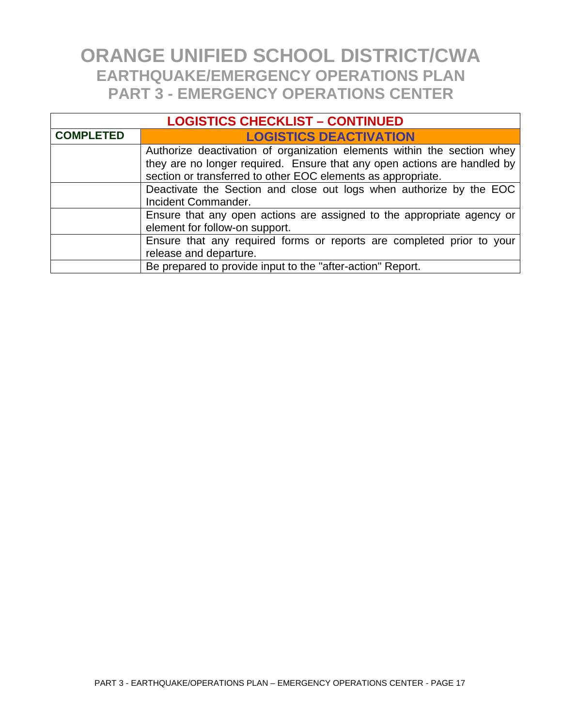# ORANGE UNIFIED SCHOOL DISTRICT/CWA
## EARTHQUAKE/EMERGENCY OPERATIONS PLAN
## PART 3 - EMERGENCY OPERATIONS CENTER

| LOGISTICS CHECKLIST – CONTINUED | |
|---|---|
| **COMPLETED** | **LOGISTICS DEACTIVATION** |
| | Authorize deactivation of organization elements within the section whey they are no longer required. Ensure that any open actions are handled by section or transferred to other EOC elements as appropriate. |
| | Deactivate the Section and close out logs when authorize by the EOC Incident Commander. |
| | Ensure that any open actions are assigned to the appropriate agency or element for follow-on support. |
| | Ensure that any required forms or reports are completed prior to your release and departure. |
| | Be prepared to provide input to the "after-action" Report. |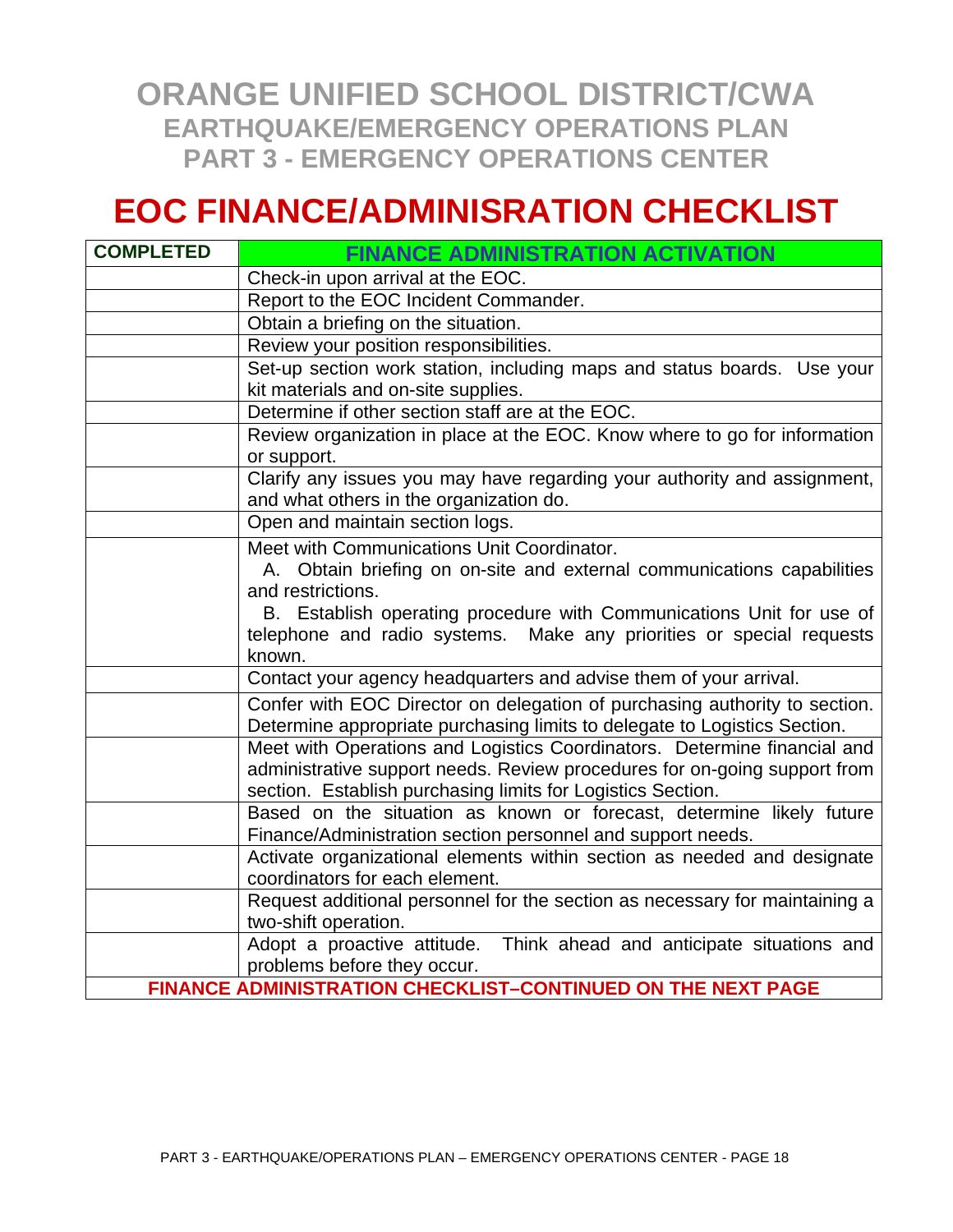# ORANGE UNIFIED SCHOOL DISTRICT/CWA
## EARTHQUAKE/EMERGENCY OPERATIONS PLAN
## PART 3 - EMERGENCY OPERATIONS CENTER

# EOC FINANCE/ADMINISRATION CHECKLIST

| COMPLETED | FINANCE ADMINISTRATION ACTIVATION |
|---|---|
| | Check-in upon arrival at the EOC. |
| | Report to the EOC Incident Commander. |
| | Obtain a briefing on the situation. |
| | Review your position responsibilities. |
| | Set-up section work station, including maps and status boards. Use your kit materials and on-site supplies. |
| | Determine if other section staff are at the EOC. |
| | Review organization in place at the EOC. Know where to go for information or support. |
| | Clarify any issues you may have regarding your authority and assignment, and what others in the organization do. |
| | Open and maintain section logs. |
| | Meet with Communications Unit Coordinator.<br>A. Obtain briefing on on-site and external communications capabilities and restrictions.<br>B. Establish operating procedure with Communications Unit for use of telephone and radio systems. Make any priorities or special requests known. |
| | Contact your agency headquarters and advise them of your arrival. |
| | Confer with EOC Director on delegation of purchasing authority to section. Determine appropriate purchasing limits to delegate to Logistics Section. |
| | Meet with Operations and Logistics Coordinators. Determine financial and administrative support needs. Review procedures for on-going support from section. Establish purchasing limits for Logistics Section. |
| | Based on the situation as known or forecast, determine likely future Finance/Administration section personnel and support needs. |
| | Activate organizational elements within section as needed and designate coordinators for each element. |
| | Request additional personnel for the section as necessary for maintaining a two-shift operation. |
| | Adopt a proactive attitude. Think ahead and anticipate situations and problems before they occur. |

**FINANCE ADMINISTRATION CHECKLIST–CONTINUED ON THE NEXT PAGE**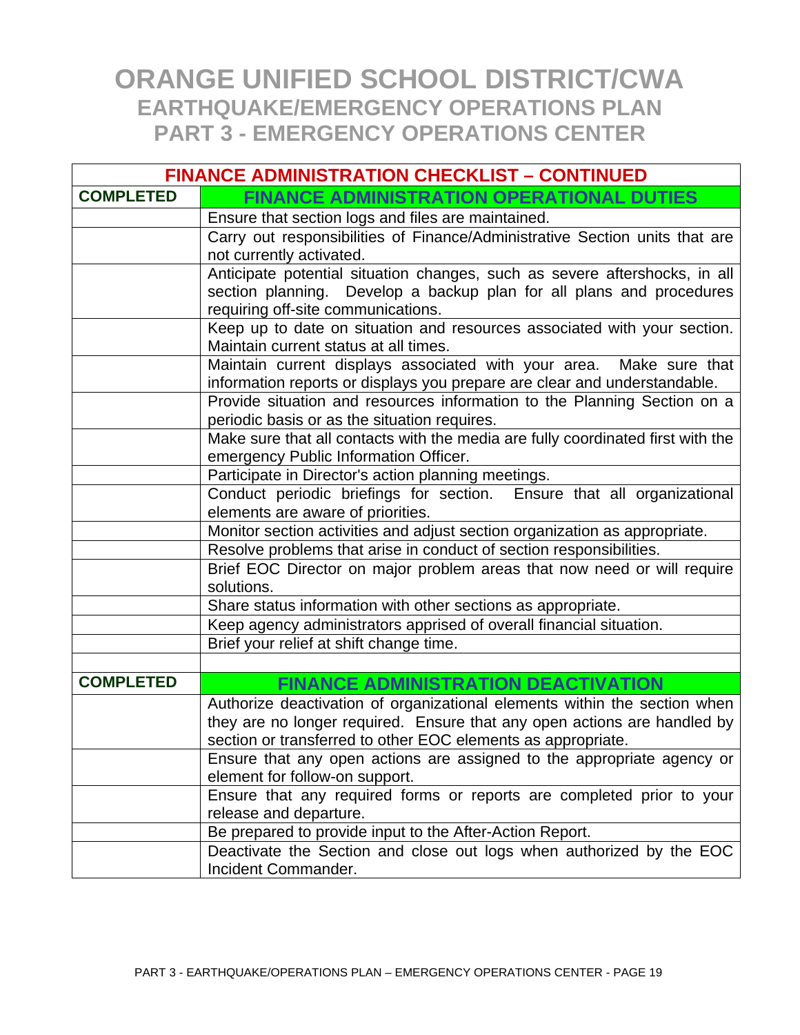# ORANGE UNIFIED SCHOOL DISTRICT/CWA
## EARTHQUAKE/EMERGENCY OPERATIONS PLAN
## PART 3 - EMERGENCY OPERATIONS CENTER

| FINANCE ADMINISTRATION CHECKLIST – CONTINUED | |
|---|---|
| **COMPLETED** | **FINANCE ADMINISTRATION OPERATIONAL DUTIES** |
| | Ensure that section logs and files are maintained. |
| | Carry out responsibilities of Finance/Administrative Section units that are not currently activated. |
| | Anticipate potential situation changes, such as severe aftershocks, in all section planning. Develop a backup plan for all plans and procedures requiring off-site communications. |
| | Keep up to date on situation and resources associated with your section. Maintain current status at all times. |
| | Maintain current displays associated with your area. Make sure that information reports or displays you prepare are clear and understandable. |
| | Provide situation and resources information to the Planning Section on a periodic basis or as the situation requires. |
| | Make sure that all contacts with the media are fully coordinated first with the emergency Public Information Officer. |
| | Participate in Director's action planning meetings. |
| | Conduct periodic briefings for section. Ensure that all organizational elements are aware of priorities. |
| | Monitor section activities and adjust section organization as appropriate. |
| | Resolve problems that arise in conduct of section responsibilities. |
| | Brief EOC Director on major problem areas that now need or will require solutions. |
| | Share status information with other sections as appropriate. |
| | Keep agency administrators apprised of overall financial situation. |
| | Brief your relief at shift change time. |
| | |
| **COMPLETED** | **FINANCE ADMINISTRATION DEACTIVATION** |
| | Authorize deactivation of organizational elements within the section when they are no longer required. Ensure that any open actions are handled by section or transferred to other EOC elements as appropriate. |
| | Ensure that any open actions are assigned to the appropriate agency or element for follow-on support. |
| | Ensure that any required forms or reports are completed prior to your release and departure. |
| | Be prepared to provide input to the After-Action Report. |
| | Deactivate the Section and close out logs when authorized by the EOC Incident Commander. |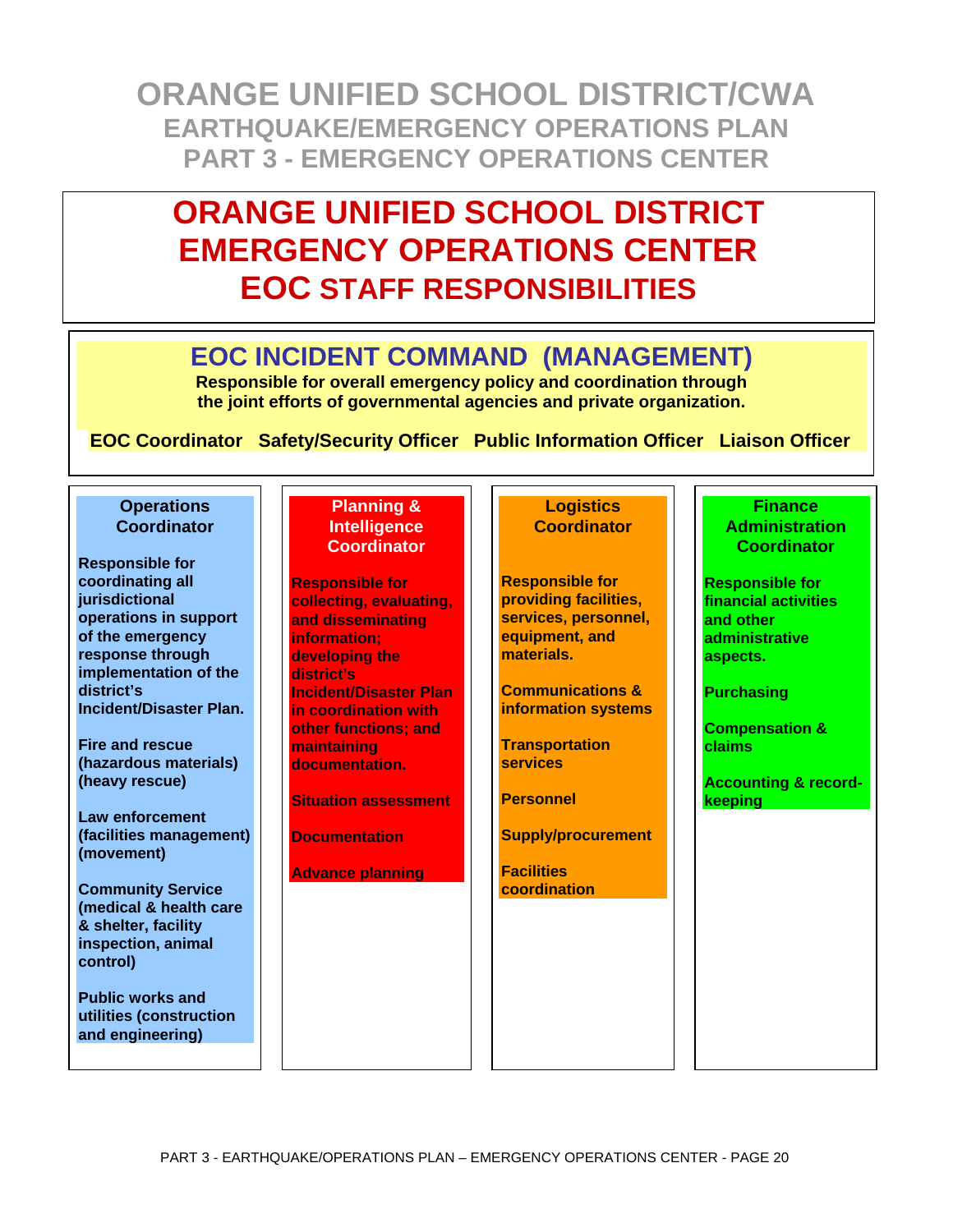# ORANGE UNIFIED SCHOOL DISTRICT EMERGENCY OPERATIONS CENTER EOC STAFF RESPONSIBILITIES

## EOC INCIDENT COMMAND (MANAGEMENT)

**Responsible for overall emergency policy and coordination through the joint efforts of governmental agencies and private organization.**

**EOC Coordinator   Safety/Security Officer   Public Information Officer   Liaison Officer**

### Operations Coordinator

**Responsible for coordinating all jurisdictional operations in support of the emergency response through implementation of the district's Incident/Disaster Plan.**

**Fire and rescue (hazardous materials) (heavy rescue)**

**Law enforcement (facilities management) (movement)**

**Community Service (medical & health care & shelter, facility inspection, animal control)**

**Public works and utilities (construction and engineering)**

### Planning & Intelligence Coordinator

**Responsible for collecting, evaluating, and disseminating information; developing the district's Incident/Disaster Plan in coordination with other functions; and maintaining documentation.**

**Situation assessment**

**Documentation**

**Advance planning**

### Logistics Coordinator

**Responsible for providing facilities, services, personnel, equipment, and materials.**

**Communications & information systems**

**Transportation services**

**Personnel**

**Supply/procurement**

**Facilities coordination**

### Finance Administration Coordinator

**Responsible for financial activities and other administrative aspects.**

**Purchasing**

**Compensation & claims**

**Accounting & record-keeping**